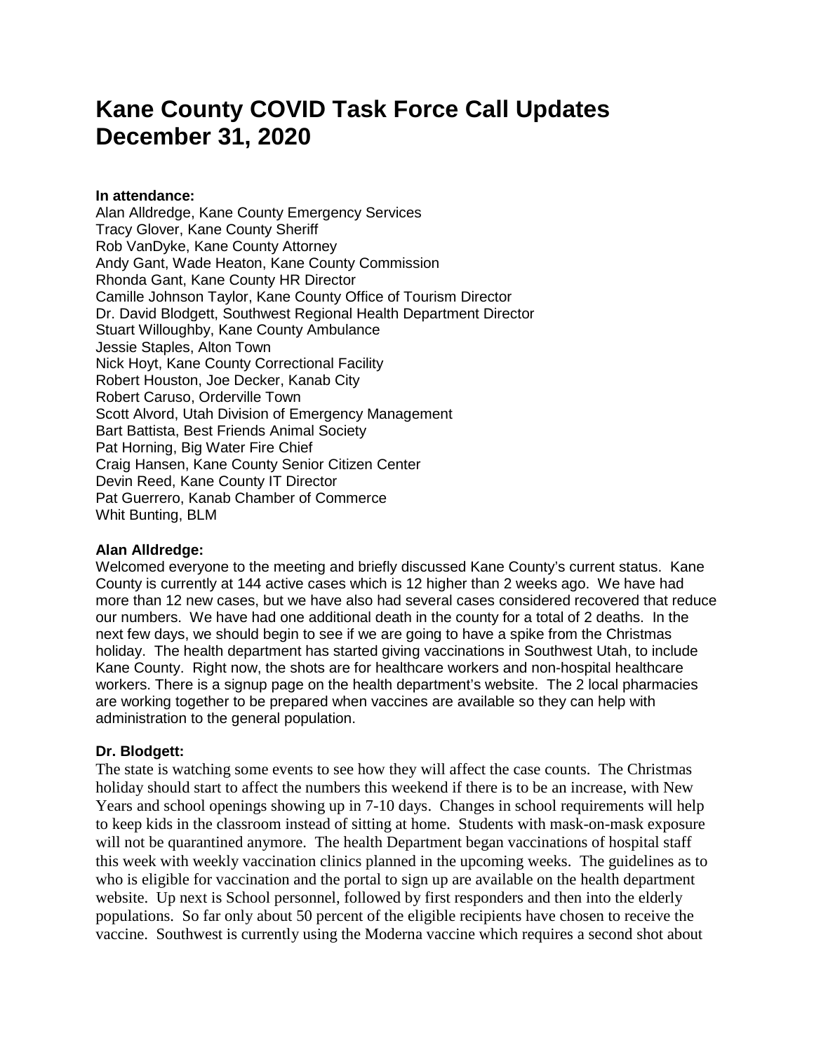# Kane County COVID Task Force Call Updates December 31, 2020

**In attendance:**

Alan Alldredge, Kane County Emergency Services
Tracy Glover, Kane County Sheriff
Rob VanDyke, Kane County Attorney
Andy Gant, Wade Heaton, Kane County Commission
Rhonda Gant, Kane County HR Director
Camille Johnson Taylor, Kane County Office of Tourism Director
Dr. David Blodgett, Southwest Regional Health Department Director
Stuart Willoughby, Kane County Ambulance
Jessie Staples, Alton Town
Nick Hoyt, Kane County Correctional Facility
Robert Houston, Joe Decker, Kanab City
Robert Caruso, Orderville Town
Scott Alvord, Utah Division of Emergency Management
Bart Battista, Best Friends Animal Society
Pat Horning, Big Water Fire Chief
Craig Hansen, Kane County Senior Citizen Center
Devin Reed, Kane County IT Director
Pat Guerrero, Kanab Chamber of Commerce
Whit Bunting, BLM

**Alan Alldredge:**

Welcomed everyone to the meeting and briefly discussed Kane County's current status. Kane County is currently at 144 active cases which is 12 higher than 2 weeks ago. We have had more than 12 new cases, but we have also had several cases considered recovered that reduce our numbers. We have had one additional death in the county for a total of 2 deaths. In the next few days, we should begin to see if we are going to have a spike from the Christmas holiday. The health department has started giving vaccinations in Southwest Utah, to include Kane County. Right now, the shots are for healthcare workers and non-hospital healthcare workers. There is a signup page on the health department's website. The 2 local pharmacies are working together to be prepared when vaccines are available so they can help with administration to the general population.

**Dr. Blodgett:**

The state is watching some events to see how they will affect the case counts. The Christmas holiday should start to affect the numbers this weekend if there is to be an increase, with New Years and school openings showing up in 7-10 days. Changes in school requirements will help to keep kids in the classroom instead of sitting at home. Students with mask-on-mask exposure will not be quarantined anymore. The health Department began vaccinations of hospital staff this week with weekly vaccination clinics planned in the upcoming weeks. The guidelines as to who is eligible for vaccination and the portal to sign up are available on the health department website. Up next is School personnel, followed by first responders and then into the elderly populations. So far only about 50 percent of the eligible recipients have chosen to receive the vaccine. Southwest is currently using the Moderna vaccine which requires a second shot about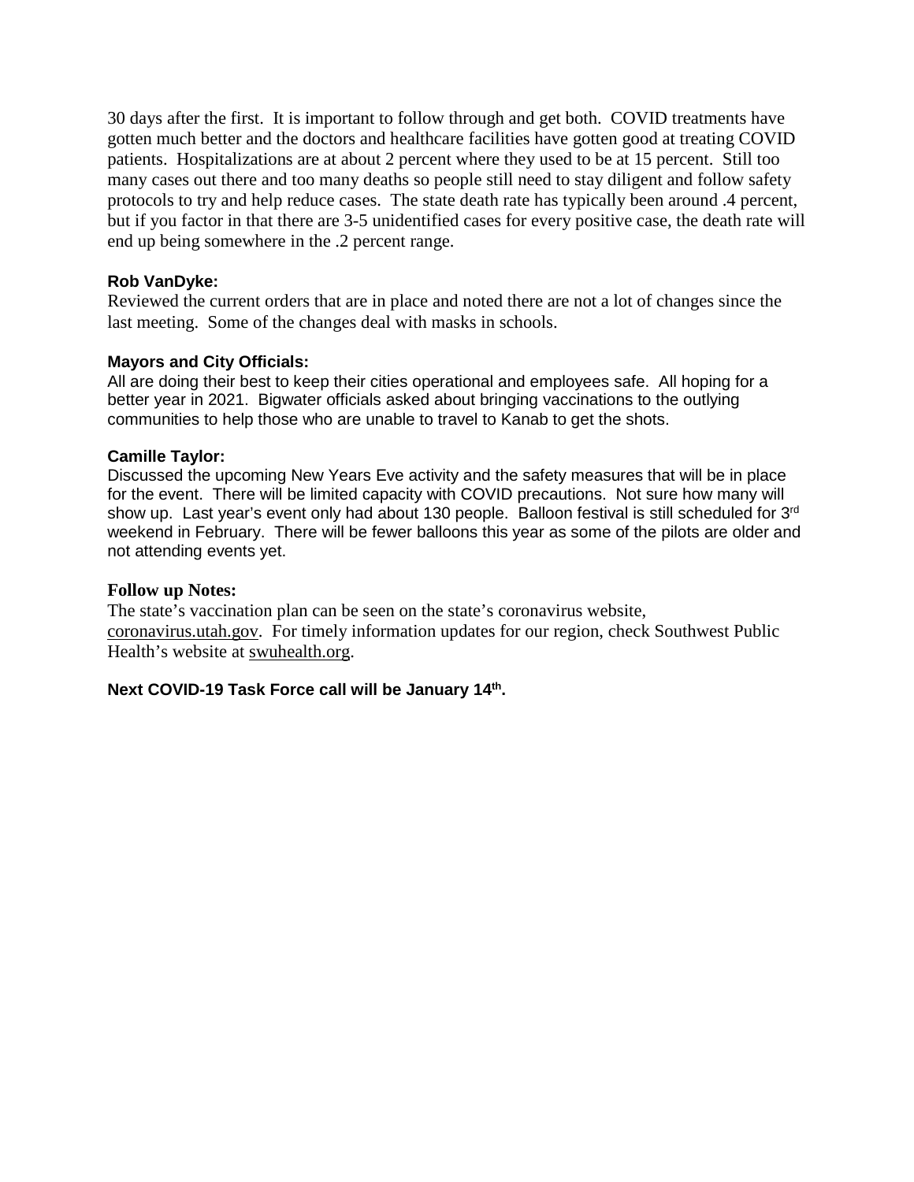30 days after the first. It is important to follow through and get both. COVID treatments have gotten much better and the doctors and healthcare facilities have gotten good at treating COVID patients. Hospitalizations are at about 2 percent where they used to be at 15 percent. Still too many cases out there and too many deaths so people still need to stay diligent and follow safety protocols to try and help reduce cases. The state death rate has typically been around .4 percent, but if you factor in that there are 3-5 unidentified cases for every positive case, the death rate will end up being somewhere in the .2 percent range.

**Rob VanDyke:**

Reviewed the current orders that are in place and noted there are not a lot of changes since the last meeting. Some of the changes deal with masks in schools.

**Mayors and City Officials:**

All are doing their best to keep their cities operational and employees safe. All hoping for a better year in 2021. Bigwater officials asked about bringing vaccinations to the outlying communities to help those who are unable to travel to Kanab to get the shots.

**Camille Taylor:**

Discussed the upcoming New Years Eve activity and the safety measures that will be in place for the event. There will be limited capacity with COVID precautions. Not sure how many will show up. Last year's event only had about 130 people. Balloon festival is still scheduled for 3rd weekend in February. There will be fewer balloons this year as some of the pilots are older and not attending events yet.

**Follow up Notes:**

The state's vaccination plan can be seen on the state's coronavirus website, coronavirus.utah.gov. For timely information updates for our region, check Southwest Public Health's website at swuhealth.org.

**Next COVID-19 Task Force call will be January 14th.**